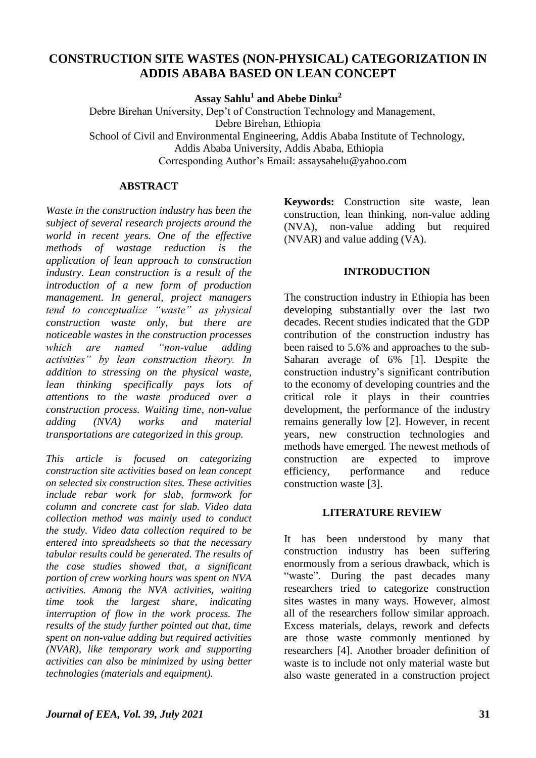# CONSTRUCTION SITE WASTES (NON-PHYSICAL) CATEGORIZATION IN ADDIS ABABA BASED ON LEAN CONCEPT

**Assay Sahlu[1] and Abebe Dinku[2]**

Debre Birehan University, Dep't of Construction Technology and Management, Debre Birehan, Ethiopia
School of Civil and Environmental Engineering, Addis Ababa Institute of Technology, Addis Ababa University, Addis Ababa, Ethiopia
Corresponding Author's Email: assaysahelu@yahoo.com

## ABSTRACT

*Waste in the construction industry has been the subject of several research projects around the world in recent years. One of the effective methods of wastage reduction is the application of lean approach to construction industry. Lean construction is a result of the introduction of a new form of production management. In general, project managers tend to conceptualize "waste" as physical construction waste only, but there are noticeable wastes in the construction processes which are named "non-value adding activities" by lean construction theory. In addition to stressing on the physical waste, lean thinking specifically pays lots of attentions to the waste produced over a construction process. Waiting time, non-value adding (NVA) works and material transportations are categorized in this group.*

*This article is focused on categorizing construction site activities based on lean concept on selected six construction sites. These activities include rebar work for slab, formwork for column and concrete cast for slab. Video data collection method was mainly used to conduct the study. Video data collection required to be entered into spreadsheets so that the necessary tabular results could be generated. The results of the case studies showed that, a significant portion of crew working hours was spent on NVA activities. Among the NVA activities, waiting time took the largest share, indicating interruption of flow in the work process. The results of the study further pointed out that, time spent on non-value adding but required activities (NVAR), like temporary work and supporting activities can also be minimized by using better technologies (materials and equipment).*

**Keywords:** Construction site waste, lean construction, lean thinking, non-value adding (NVA), non-value adding but required (NVAR) and value adding (VA).

## INTRODUCTION

The construction industry in Ethiopia has been developing substantially over the last two decades. Recent studies indicated that the GDP contribution of the construction industry has been raised to 5.6% and approaches to the sub-Saharan average of 6% [1]. Despite the construction industry's significant contribution to the economy of developing countries and the critical role it plays in their countries development, the performance of the industry remains generally low [2]. However, in recent years, new construction technologies and methods have emerged. The newest methods of construction are expected to improve efficiency, performance and reduce construction waste [3].

## LITERATURE REVIEW

It has been understood by many that construction industry has been suffering enormously from a serious drawback, which is "waste". During the past decades many researchers tried to categorize construction sites wastes in many ways. However, almost all of the researchers follow similar approach. Excess materials, delays, rework and defects are those waste commonly mentioned by researchers [4]. Another broader definition of waste is to include not only material waste but also waste generated in a construction project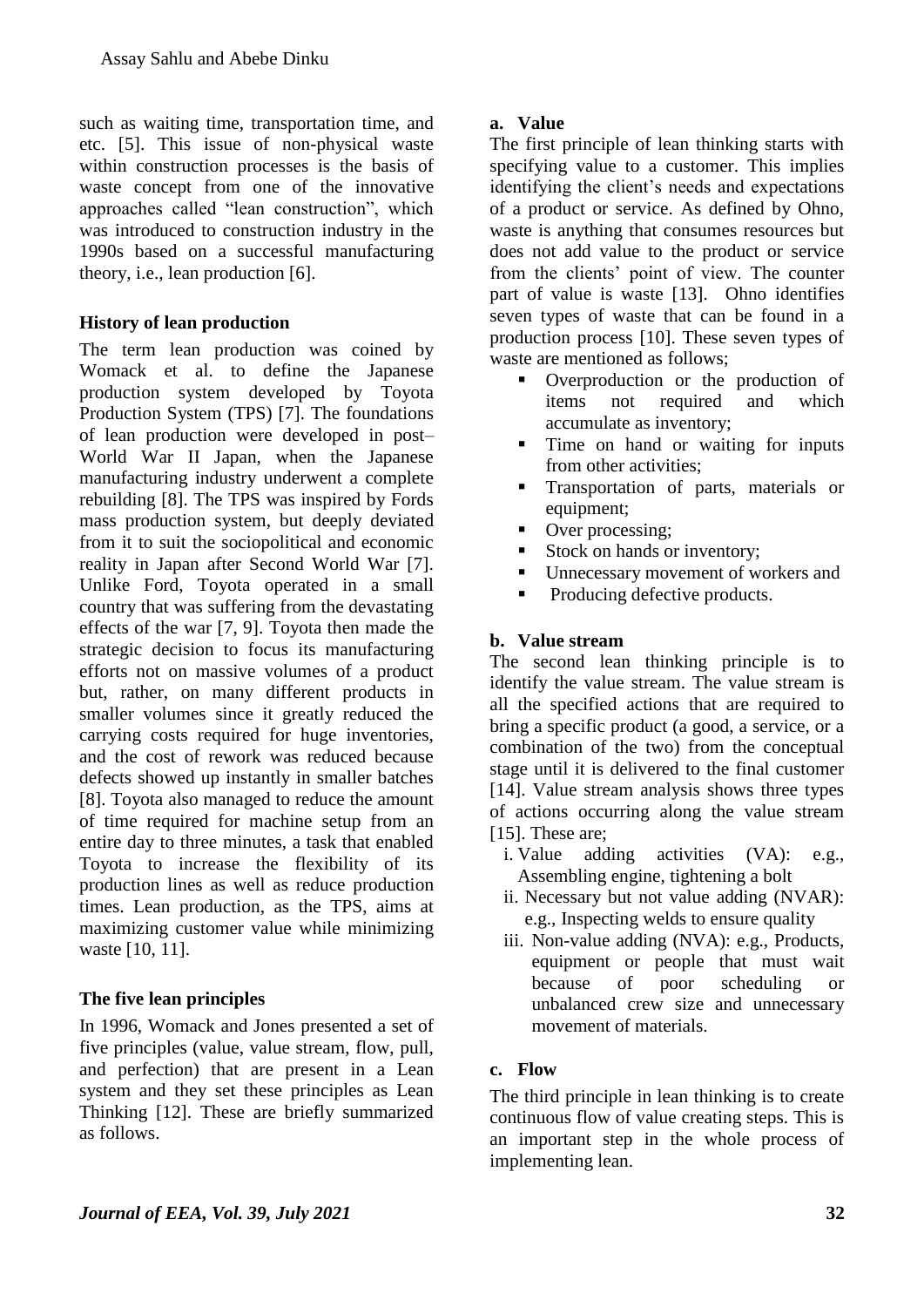such as waiting time, transportation time, and etc. [5]. This issue of non-physical waste within construction processes is the basis of waste concept from one of the innovative approaches called "lean construction", which was introduced to construction industry in the 1990s based on a successful manufacturing theory, i.e., lean production [6].

### History of lean production

The term lean production was coined by Womack et al. to define the Japanese production system developed by Toyota Production System (TPS) [7]. The foundations of lean production were developed in post–World War II Japan, when the Japanese manufacturing industry underwent a complete rebuilding [8]. The TPS was inspired by Fords mass production system, but deeply deviated from it to suit the sociopolitical and economic reality in Japan after Second World War [7]. Unlike Ford, Toyota operated in a small country that was suffering from the devastating effects of the war [7, 9]. Toyota then made the strategic decision to focus its manufacturing efforts not on massive volumes of a product but, rather, on many different products in smaller volumes since it greatly reduced the carrying costs required for huge inventories, and the cost of rework was reduced because defects showed up instantly in smaller batches [8]. Toyota also managed to reduce the amount of time required for machine setup from an entire day to three minutes, a task that enabled Toyota to increase the flexibility of its production lines as well as reduce production times. Lean production, as the TPS, aims at maximizing customer value while minimizing waste [10, 11].

### The five lean principles

In 1996, Womack and Jones presented a set of five principles (value, value stream, flow, pull, and perfection) that are present in a Lean system and they set these principles as Lean Thinking [12]. These are briefly summarized as follows.

#### a. Value

The first principle of lean thinking starts with specifying value to a customer. This implies identifying the client's needs and expectations of a product or service. As defined by Ohno, waste is anything that consumes resources but does not add value to the product or service from the clients' point of view. The counter part of value is waste [13]. Ohno identifies seven types of waste that can be found in a production process [10]. These seven types of waste are mentioned as follows;

- Overproduction or the production of items not required and which accumulate as inventory;
- Time on hand or waiting for inputs from other activities;
- Transportation of parts, materials or equipment;
- Over processing;
- Stock on hands or inventory;
- Unnecessary movement of workers and
- Producing defective products.

#### b. Value stream

The second lean thinking principle is to identify the value stream. The value stream is all the specified actions that are required to bring a specific product (a good, a service, or a combination of the two) from the conceptual stage until it is delivered to the final customer [14]. Value stream analysis shows three types of actions occurring along the value stream [15]. These are;

i. Value adding activities (VA): e.g., Assembling engine, tightening a bolt
ii. Necessary but not value adding (NVAR): e.g., Inspecting welds to ensure quality
iii. Non-value adding (NVA): e.g., Products, equipment or people that must wait because of poor scheduling or unbalanced crew size and unnecessary movement of materials.

#### c. Flow

The third principle in lean thinking is to create continuous flow of value creating steps. This is an important step in the whole process of implementing lean.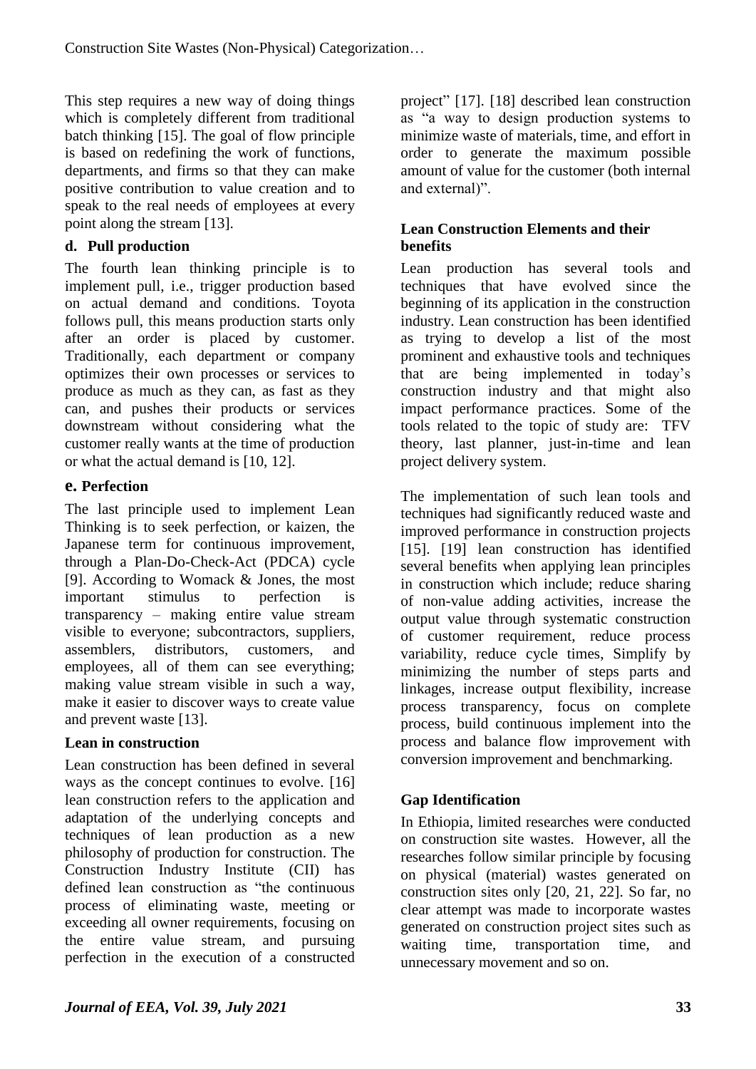This step requires a new way of doing things which is completely different from traditional batch thinking [15]. The goal of flow principle is based on redefining the work of functions, departments, and firms so that they can make positive contribution to value creation and to speak to the real needs of employees at every point along the stream [13].

### d. Pull production

The fourth lean thinking principle is to implement pull, i.e., trigger production based on actual demand and conditions. Toyota follows pull, this means production starts only after an order is placed by customer. Traditionally, each department or company optimizes their own processes or services to produce as much as they can, as fast as they can, and pushes their products or services downstream without considering what the customer really wants at the time of production or what the actual demand is [10, 12].

### e. Perfection

The last principle used to implement Lean Thinking is to seek perfection, or kaizen, the Japanese term for continuous improvement, through a Plan-Do-Check-Act (PDCA) cycle [9]. According to Womack & Jones, the most important stimulus to perfection is transparency – making entire value stream visible to everyone; subcontractors, suppliers, assemblers, distributors, customers, and employees, all of them can see everything; making value stream visible in such a way, make it easier to discover ways to create value and prevent waste [13].

### Lean in construction

Lean construction has been defined in several ways as the concept continues to evolve. [16] lean construction refers to the application and adaptation of the underlying concepts and techniques of lean production as a new philosophy of production for construction. The Construction Industry Institute (CII) has defined lean construction as "the continuous process of eliminating waste, meeting or exceeding all owner requirements, focusing on the entire value stream, and pursuing perfection in the execution of a constructed project" [17]. [18] described lean construction as "a way to design production systems to minimize waste of materials, time, and effort in order to generate the maximum possible amount of value for the customer (both internal and external)".

### Lean Construction Elements and their benefits

Lean production has several tools and techniques that have evolved since the beginning of its application in the construction industry. Lean construction has been identified as trying to develop a list of the most prominent and exhaustive tools and techniques that are being implemented in today's construction industry and that might also impact performance practices. Some of the tools related to the topic of study are: TFV theory, last planner, just-in-time and lean project delivery system.

The implementation of such lean tools and techniques had significantly reduced waste and improved performance in construction projects [15]. [19] lean construction has identified several benefits when applying lean principles in construction which include; reduce sharing of non-value adding activities, increase the output value through systematic construction of customer requirement, reduce process variability, reduce cycle times, Simplify by minimizing the number of steps parts and linkages, increase output flexibility, increase process transparency, focus on complete process, build continuous implement into the process and balance flow improvement with conversion improvement and benchmarking.

### Gap Identification

In Ethiopia, limited researches were conducted on construction site wastes. However, all the researches follow similar principle by focusing on physical (material) wastes generated on construction sites only [20, 21, 22]. So far, no clear attempt was made to incorporate wastes generated on construction project sites such as waiting time, transportation time, and unnecessary movement and so on.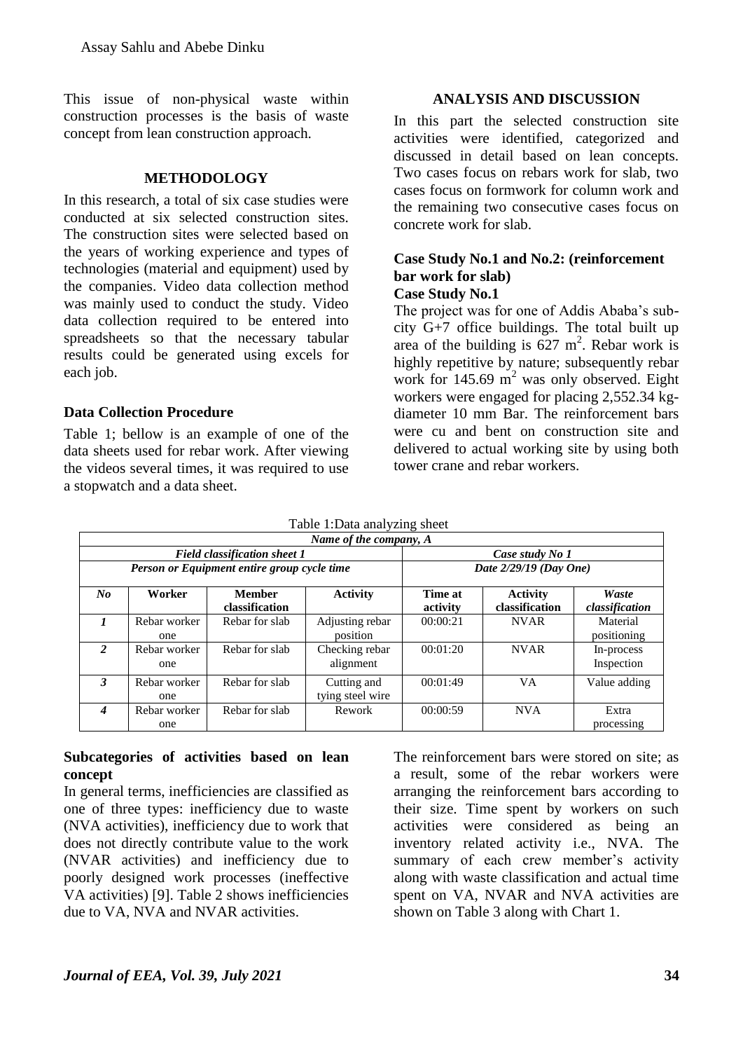This issue of non-physical waste within construction processes is the basis of waste concept from lean construction approach.

## METHODOLOGY

In this research, a total of six case studies were conducted at six selected construction sites. The construction sites were selected based on the years of working experience and types of technologies (material and equipment) used by the companies. Video data collection method was mainly used to conduct the study. Video data collection required to be entered into spreadsheets so that the necessary tabular results could be generated using excels for each job.

### Data Collection Procedure

Table 1; bellow is an example of one of the data sheets used for rebar work. After viewing the videos several times, it was required to use a stopwatch and a data sheet.

## ANALYSIS AND DISCUSSION

In this part the selected construction site activities were identified, categorized and discussed in detail based on lean concepts. Two cases focus on rebars work for slab, two cases focus on formwork for column work and the remaining two consecutive cases focus on concrete work for slab.

### Case Study No.1 and No.2: (reinforcement bar work for slab)

### Case Study No.1

The project was for one of Addis Ababa's sub-city G+7 office buildings. The total built up area of the building is 627 $m^2$. Rebar work is highly repetitive by nature; subsequently rebar work for 145.69 $m^2$ was only observed. Eight workers were engaged for placing 2,552.34 kg-diameter 10 mm Bar. The reinforcement bars were cu and bent on construction site and delivered to actual working site by using both tower crane and rebar workers.

Table 1:Data analyzing sheet

| *Name of the company, A* | | | | | | |
|---|---|---|---|---|---|---|
| ***Field classification sheet 1*** | | | | ***Case study No 1*** | | |
| ***Person or Equipment entire group cycle time*** | | | | ***Date 2/29/19 (Day One)*** | | |
| ***No*** | **Worker** | **Member classification** | **Activity** | **Time at activity** | **Activity classification** | ***Waste classification*** |
| ***1*** | Rebar worker one | Rebar for slab | Adjusting rebar position | 00:00:21 | NVAR | Material positioning |
| ***2*** | Rebar worker one | Rebar for slab | Checking rebar alignment | 00:01:20 | NVAR | In-process Inspection |
| ***3*** | Rebar worker one | Rebar for slab | Cutting and tying steel wire | 00:01:49 | VA | Value adding |
| ***4*** | Rebar worker one | Rebar for slab | Rework | 00:00:59 | NVA | Extra processing |

### Subcategories of activities based on lean concept

In general terms, inefficiencies are classified as one of three types: inefficiency due to waste (NVA activities), inefficiency due to work that does not directly contribute value to the work (NVAR activities) and inefficiency due to poorly designed work processes (ineffective VA activities) [9]. Table 2 shows inefficiencies due to VA, NVA and NVAR activities.

The reinforcement bars were stored on site; as a result, some of the rebar workers were arranging the reinforcement bars according to their size. Time spent by workers on such activities were considered as being an inventory related activity i.e., NVA. The summary of each crew member's activity along with waste classification and actual time spent on VA, NVAR and NVA activities are shown on Table 3 along with Chart 1.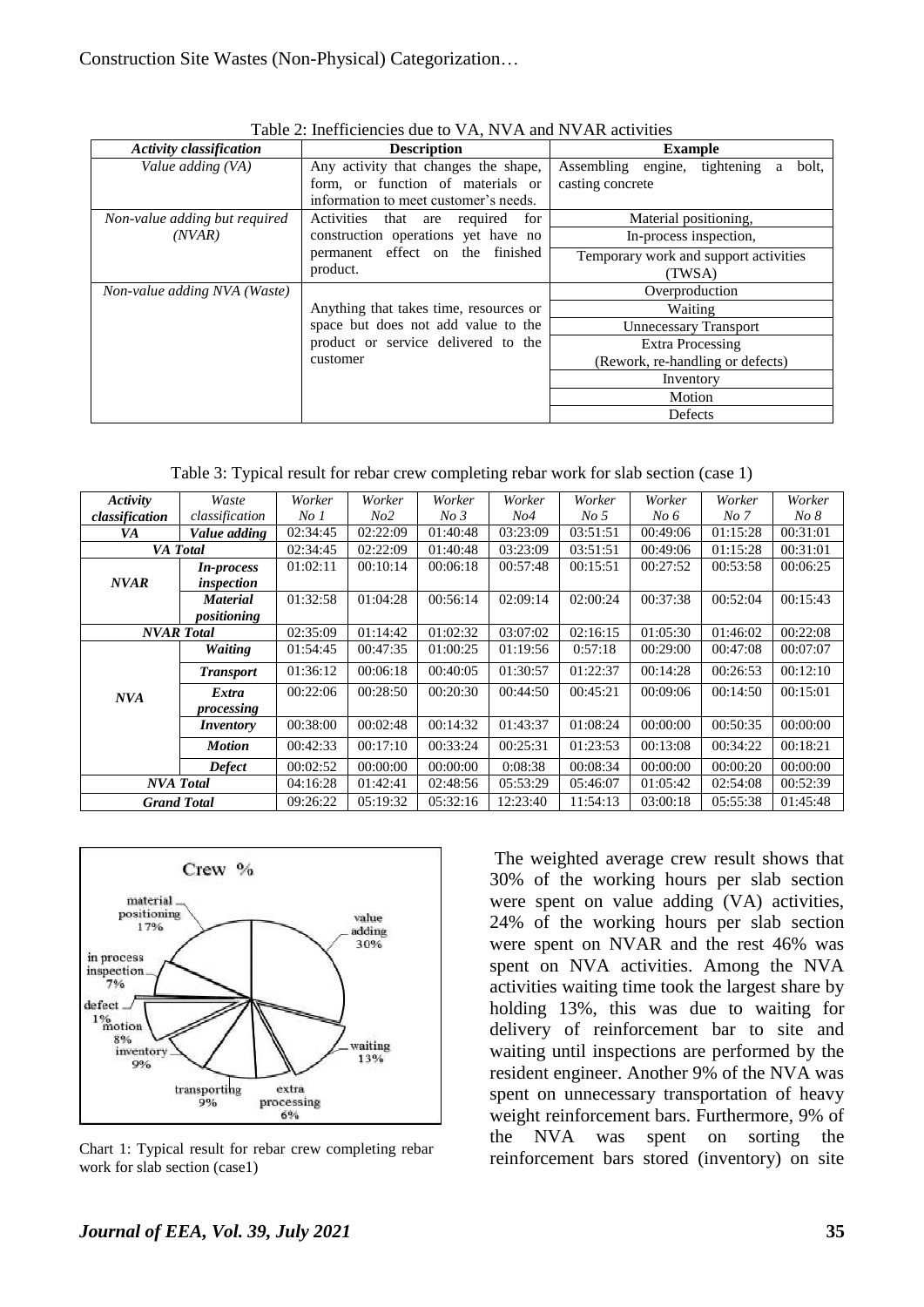Table 2: Inefficiencies due to VA, NVA and NVAR activities

| *Activity classification* | **Description** | **Example** |
|---|---|---|
| *Value adding (VA)* | Any activity that changes the shape, form, or function of materials or information to meet customer's needs. | Assembling engine, tightening a bolt, casting concrete |
| *Non-value adding but required (NVAR)* | Activities that are required for construction operations yet have no permanent effect on the finished product. | Material positioning, |
| | | In-process inspection, |
| | | Temporary work and support activities (TWSA) |
| *Non-value adding NVA (Waste)* | Anything that takes time, resources or space but does not add value to the product or service delivered to the customer | Overproduction |
| | | Waiting |
| | | Unnecessary Transport |
| | | Extra Processing (Rework, re-handling or defects) |
| | | Inventory |
| | | Motion |
| | | Defects |

Table 3: Typical result for rebar crew completing rebar work for slab section (case 1)

| *Activity classification* | *Waste classification* | *Worker No 1* | *Worker No2* | *Worker No 3* | *Worker No4* | *Worker No 5* | *Worker No 6* | *Worker No 7* | *Worker No 8* |
|---|---|---|---|---|---|---|---|---|---|
| *VA* | *Value adding* | 02:34:45 | 02:22:09 | 01:40:48 | 03:23:09 | 03:51:51 | 00:49:06 | 01:15:28 | 00:31:01 |
| *VA Total* | | 02:34:45 | 02:22:09 | 01:40:48 | 03:23:09 | 03:51:51 | 00:49:06 | 01:15:28 | 00:31:01 |
| *NVAR* | *In-process inspection* | 01:02:11 | 00:10:14 | 00:06:18 | 00:57:48 | 00:15:51 | 00:27:52 | 00:53:58 | 00:06:25 |
| | *Material positioning* | 01:32:58 | 01:04:28 | 00:56:14 | 02:09:14 | 02:00:24 | 00:37:38 | 00:52:04 | 00:15:43 |
| *NVAR Total* | | 02:35:09 | 01:14:42 | 01:02:32 | 03:07:02 | 02:16:15 | 01:05:30 | 01:46:02 | 00:22:08 |
| *NVA* | *Waiting* | 01:54:45 | 00:47:35 | 01:00:25 | 01:19:56 | 0:57:18 | 00:29:00 | 00:47:08 | 00:07:07 |
| | *Transport* | 01:36:12 | 00:06:18 | 00:40:05 | 01:30:57 | 01:22:37 | 00:14:28 | 00:26:53 | 00:12:10 |
| | *Extra processing* | 00:22:06 | 00:28:50 | 00:20:30 | 00:44:50 | 00:45:21 | 00:09:06 | 00:14:50 | 00:15:01 |
| | *Inventory* | 00:38:00 | 00:02:48 | 00:14:32 | 01:43:37 | 01:08:24 | 00:00:00 | 00:50:35 | 00:00:00 |
| | *Motion* | 00:42:33 | 00:17:10 | 00:33:24 | 00:25:31 | 01:23:53 | 00:13:08 | 00:34:22 | 00:18:21 |
| | *Defect* | 00:02:52 | 00:00:00 | 00:00:00 | 0:08:38 | 00:08:34 | 00:00:00 | 00:00:20 | 00:00:00 |
| *NVA Total* | | 04:16:28 | 01:42:41 | 02:48:56 | 05:53:29 | 05:46:07 | 01:05:42 | 02:54:08 | 00:52:39 |
| *Grand Total* | | 09:26:22 | 05:19:32 | 05:32:16 | 12:23:40 | 11:54:13 | 03:00:18 | 05:55:38 | 01:45:48 |

Chart 1: Typical result for rebar crew completing rebar work for slab section (case1)

The weighted average crew result shows that 30% of the working hours per slab section were spent on value adding (VA) activities, 24% of the working hours per slab section were spent on NVAR and the rest 46% was spent on NVA activities. Among the NVA activities waiting time took the largest share by holding 13%, this was due to waiting for delivery of reinforcement bar to site and waiting until inspections are performed by the resident engineer. Another 9% of the NVA was spent on unnecessary transportation of heavy weight reinforcement bars. Furthermore, 9% of the NVA was spent on sorting the reinforcement bars stored (inventory) on site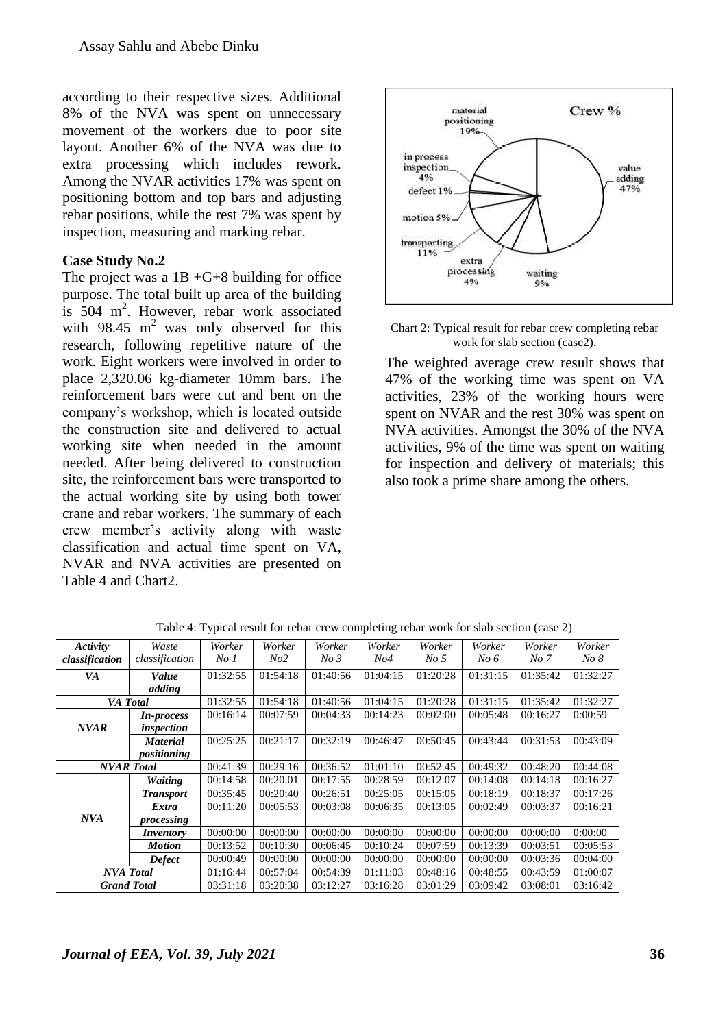according to their respective sizes. Additional 8% of the NVA was spent on unnecessary movement of the workers due to poor site layout. Another 6% of the NVA was due to extra processing which includes rework. Among the NVAR activities 17% was spent on positioning bottom and top bars and adjusting rebar positions, while the rest 7% was spent by inspection, measuring and marking rebar.

**Case Study No.2**

The project was a 1B +G+8 building for office purpose. The total built up area of the building is 504 $m^2$. However, rebar work associated with 98.45 $m^2$ was only observed for this research, following repetitive nature of the work. Eight workers were involved in order to place 2,320.06 kg-diameter 10mm bars. The reinforcement bars were cut and bent on the company's workshop, which is located outside the construction site and delivered to actual working site when needed in the amount needed. After being delivered to construction site, the reinforcement bars were transported to the actual working site by using both tower crane and rebar workers. The summary of each crew member's activity along with waste classification and actual time spent on VA, NVAR and NVA activities are presented on Table 4 and Chart2.

Chart 2: Typical result for rebar crew completing rebar work for slab section (case2).

The weighted average crew result shows that 47% of the working time was spent on VA activities, 23% of the working hours were spent on NVAR and the rest 30% was spent on NVA activities. Amongst the 30% of the NVA activities, 9% of the time was spent on waiting for inspection and delivery of materials; this also took a prime share among the others.

Table 4: Typical result for rebar crew completing rebar work for slab section (case 2)

| *Activity classification* | *Waste classification* | *Worker No 1* | *Worker No2* | *Worker No 3* | *Worker No4* | *Worker No 5* | *Worker No 6* | *Worker No 7* | *Worker No 8* |
|---|---|---|---|---|---|---|---|---|---|
| ***VA*** | ***Value adding*** | 01:32:55 | 01:54:18 | 01:40:56 | 01:04:15 | 01:20:28 | 01:31:15 | 01:35:42 | 01:32:27 |
| ***VA Total*** | | 01:32:55 | 01:54:18 | 01:40:56 | 01:04:15 | 01:20:28 | 01:31:15 | 01:35:42 | 01:32:27 |
| ***NVAR*** | ***In-process inspection*** | 00:16:14 | 00:07:59 | 00:04:33 | 00:14:23 | 00:02:00 | 00:05:48 | 00:16:27 | 0:00:59 |
| | ***Material positioning*** | 00:25:25 | 00:21:17 | 00:32:19 | 00:46:47 | 00:50:45 | 00:43:44 | 00:31:53 | 00:43:09 |
| ***NVAR Total*** | | 00:41:39 | 00:29:16 | 00:36:52 | 01:01:10 | 00:52:45 | 00:49:32 | 00:48:20 | 00:44:08 |
| ***NVA*** | ***Waiting*** | 00:14:58 | 00:20:01 | 00:17:55 | 00:28:59 | 00:12:07 | 00:14:08 | 00:14:18 | 00:16:27 |
| | ***Transport*** | 00:35:45 | 00:20:40 | 00:26:51 | 00:25:05 | 00:15:05 | 00:18:19 | 00:18:37 | 00:17:26 |
| | ***Extra processing*** | 00:11:20 | 00:05:53 | 00:03:08 | 00:06:35 | 00:13:05 | 00:02:49 | 00:03:37 | 00:16:21 |
| | ***Inventory*** | 00:00:00 | 00:00:00 | 00:00:00 | 00:00:00 | 00:00:00 | 00:00:00 | 00:00:00 | 0:00:00 |
| | ***Motion*** | 00:13:52 | 00:10:30 | 00:06:45 | 00:10:24 | 00:07:59 | 00:13:39 | 00:03:51 | 00:05:53 |
| | ***Defect*** | 00:00:49 | 00:00:00 | 00:00:00 | 00:00:00 | 00:00:00 | 00:00:00 | 00:03:36 | 00:04:00 |
| ***NVA Total*** | | 01:16:44 | 00:57:04 | 00:54:39 | 01:11:03 | 00:48:16 | 00:48:55 | 00:43:59 | 01:00:07 |
| ***Grand Total*** | | 03:31:18 | 03:20:38 | 03:12:27 | 03:16:28 | 03:01:29 | 03:09:42 | 03:08:01 | 03:16:42 |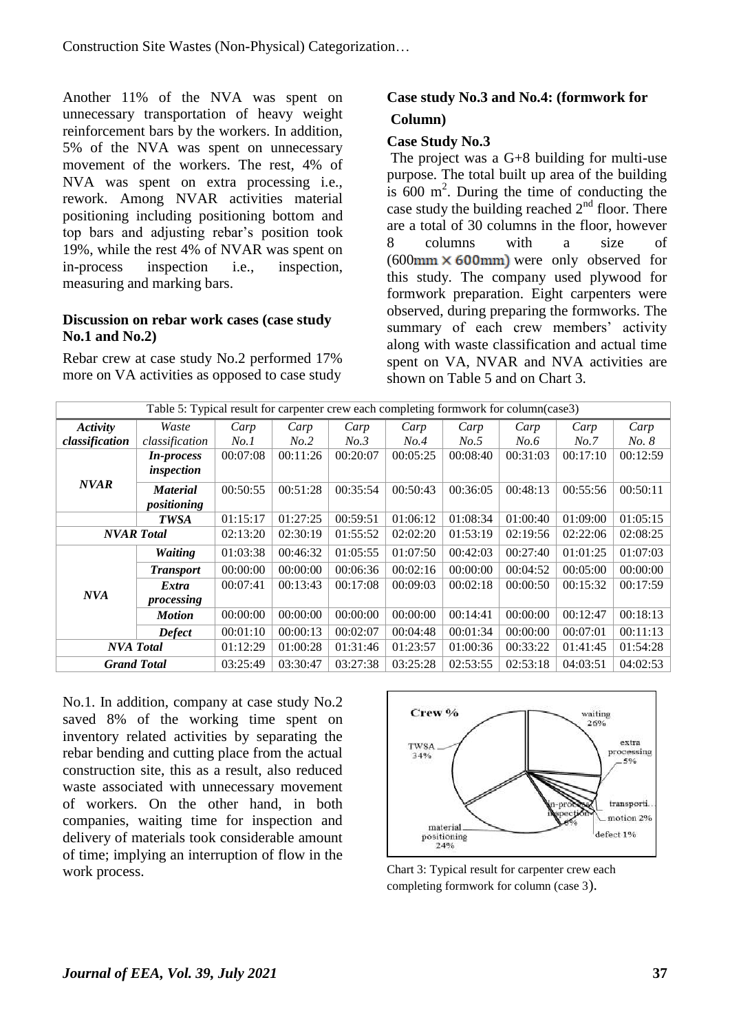Another 11% of the NVA was spent on unnecessary transportation of heavy weight reinforcement bars by the workers. In addition, 5% of the NVA was spent on unnecessary movement of the workers. The rest, 4% of NVA was spent on extra processing i.e., rework. Among NVAR activities material positioning including positioning bottom and top bars and adjusting rebar's position took 19%, while the rest 4% of NVAR was spent on in-process inspection i.e., inspection, measuring and marking bars.

### Discussion on rebar work cases (case study No.1 and No.2)

Rebar crew at case study No.2 performed 17% more on VA activities as opposed to case study No.1. In addition, company at case study No.2 saved 8% of the working time spent on inventory related activities by separating the rebar bending and cutting place from the actual construction site, this as a result, also reduced waste associated with unnecessary movement of workers. On the other hand, in both companies, waiting time for inspection and delivery of materials took considerable amount of time; implying an interruption of flow in the work process.

### Case study No.3 and No.4: (formwork for Column)

### Case Study No.3

The project was a G+8 building for multi-use purpose. The total built up area of the building is 600 $m^2$. During the time of conducting the case study the building reached $2^{nd}$ floor. There are a total of 30 columns in the floor, however 8 columns with a size of (600mm × 600mm) were only observed for this study. The company used plywood for formwork preparation. Eight carpenters were observed, during preparing the formworks. The summary of each crew members' activity along with waste classification and actual time spent on VA, NVAR and NVA activities are shown on Table 5 and on Chart 3.

Table 5: Typical result for carpenter crew each completing formwork for column(case3)

| *Activity classification* | *Waste classification* | *Carp No.1* | *Carp No.2* | *Carp No.3* | *Carp No.4* | *Carp No.5* | *Carp No.6* | *Carp No.7* | *Carp No. 8* |
|---|---|---|---|---|---|---|---|---|---|
| ***NVAR*** | ***In-process inspection*** | 00:07:08 | 00:11:26 | 00:20:07 | 00:05:25 | 00:08:40 | 00:31:03 | 00:17:10 | 00:12:59 |
| | ***Material positioning*** | 00:50:55 | 00:51:28 | 00:35:54 | 00:50:43 | 00:36:05 | 00:48:13 | 00:55:56 | 00:50:11 |
| | ***TWSA*** | 01:15:17 | 01:27:25 | 00:59:51 | 01:06:12 | 01:08:34 | 01:00:40 | 01:09:00 | 01:05:15 |
| ***NVAR Total*** | | 02:13:20 | 02:30:19 | 01:55:52 | 02:02:20 | 01:53:19 | 02:19:56 | 02:22:06 | 02:08:25 |
| ***NVA*** | ***Waiting*** | 01:03:38 | 00:46:32 | 01:05:55 | 01:07:50 | 00:42:03 | 00:27:40 | 01:01:25 | 01:07:03 |
| | ***Transport*** | 00:00:00 | 00:00:00 | 00:06:36 | 00:02:16 | 00:00:00 | 00:04:52 | 00:05:00 | 00:00:00 |
| | ***Extra processing*** | 00:07:41 | 00:13:43 | 00:17:08 | 00:09:03 | 00:02:18 | 00:00:50 | 00:15:32 | 00:17:59 |
| | ***Motion*** | 00:00:00 | 00:00:00 | 00:00:00 | 00:00:00 | 00:14:41 | 00:00:00 | 00:12:47 | 00:18:13 |
| | ***Defect*** | 00:01:10 | 00:00:13 | 00:02:07 | 00:04:48 | 00:01:34 | 00:00:00 | 00:07:01 | 00:11:13 |
| ***NVA Total*** | | 01:12:29 | 01:00:28 | 01:31:46 | 01:23:57 | 01:00:36 | 00:33:22 | 01:41:45 | 01:54:28 |
| ***Grand Total*** | | 03:25:49 | 03:30:47 | 03:27:38 | 03:25:28 | 02:53:55 | 02:53:18 | 04:03:51 | 04:02:53 |

Chart 3: Typical result for carpenter crew each completing formwork for column (case 3).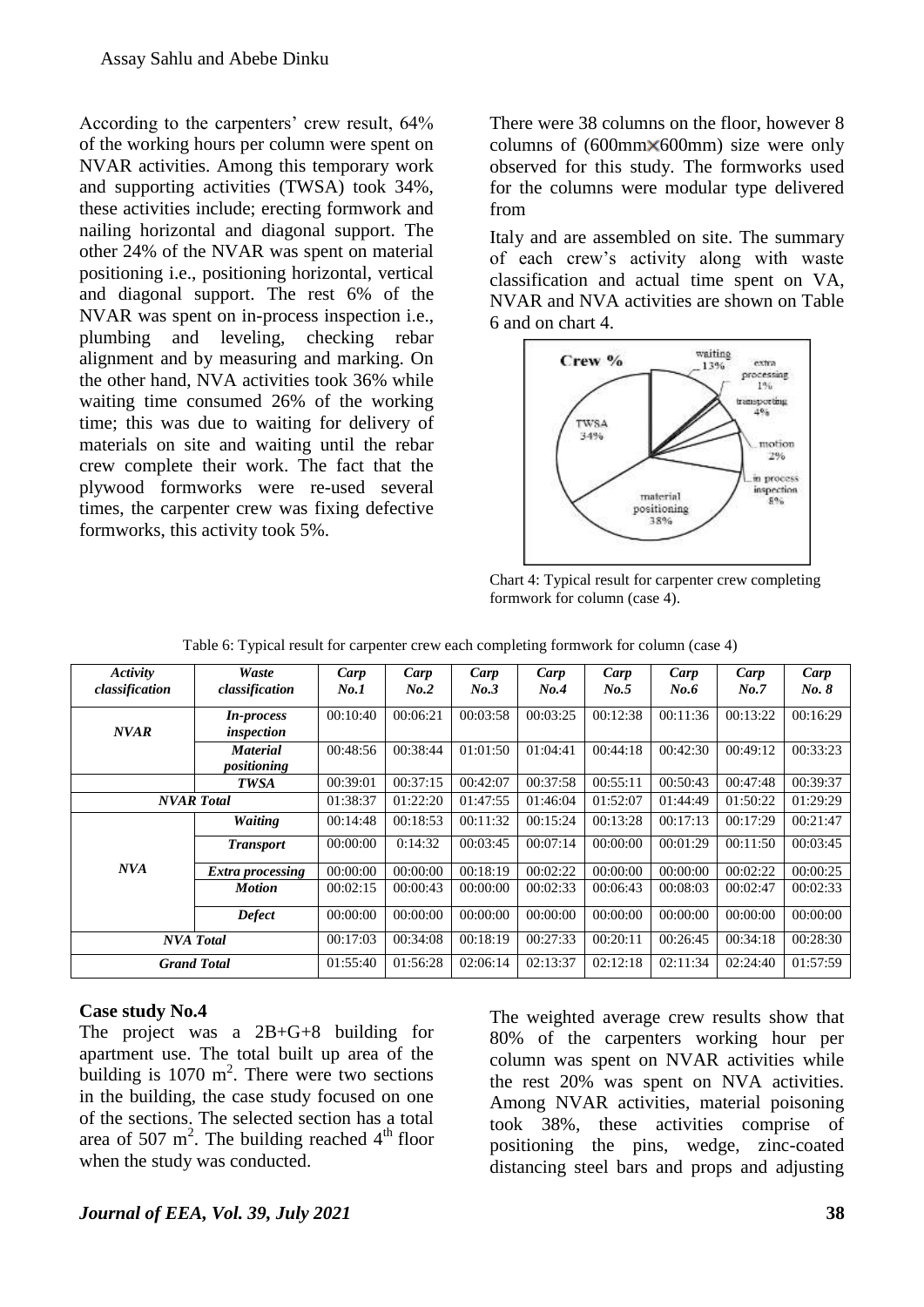According to the carpenters' crew result, 64% of the working hours per column were spent on NVAR activities. Among this temporary work and supporting activities (TWSA) took 34%, these activities include; erecting formwork and nailing horizontal and diagonal support. The other 24% of the NVAR was spent on material positioning i.e., positioning horizontal, vertical and diagonal support. The rest 6% of the NVAR was spent on in-process inspection i.e., plumbing and leveling, checking rebar alignment and by measuring and marking. On the other hand, NVA activities took 36% while waiting time consumed 26% of the working time; this was due to waiting for delivery of materials on site and waiting until the rebar crew complete their work. The fact that the plywood formworks were re-used several times, the carpenter crew was fixing defective formworks, this activity took 5%.

There were 38 columns on the floor, however 8 columns of (600mm×600mm) size were only observed for this study. The formworks used for the columns were modular type delivered from Italy and are assembled on site. The summary of each crew's activity along with waste classification and actual time spent on VA, NVAR and NVA activities are shown on Table 6 and on chart 4.

Chart 4: Typical result for carpenter crew completing formwork for column (case 4).

Table 6: Typical result for carpenter crew each completing formwork for column (case 4)

| *Activity classification* | *Waste classification* | *Carp No.1* | *Carp No.2* | *Carp No.3* | *Carp No.4* | *Carp No.5* | *Carp No.6* | *Carp No.7* | *Carp No. 8* |
|---|---|---|---|---|---|---|---|---|---|
| ***NVAR*** | ***In-process inspection*** | 00:10:40 | 00:06:21 | 00:03:58 | 00:03:25 | 00:12:38 | 00:11:36 | 00:13:22 | 00:16:29 |
| | ***Material positioning*** | 00:48:56 | 00:38:44 | 01:01:50 | 01:04:41 | 00:44:18 | 00:42:30 | 00:49:12 | 00:33:23 |
| | ***TWSA*** | 00:39:01 | 00:37:15 | 00:42:07 | 00:37:58 | 00:55:11 | 00:50:43 | 00:47:48 | 00:39:37 |
| ***NVAR Total*** | | 01:38:37 | 01:22:20 | 01:47:55 | 01:46:04 | 01:52:07 | 01:44:49 | 01:50:22 | 01:29:29 |
| ***NVA*** | ***Waiting*** | 00:14:48 | 00:18:53 | 00:11:32 | 00:15:24 | 00:13:28 | 00:17:13 | 00:17:29 | 00:21:47 |
| | ***Transport*** | 00:00:00 | 0:14:32 | 00:03:45 | 00:07:14 | 00:00:00 | 00:01:29 | 00:11:50 | 00:03:45 |
| | ***Extra processing*** | 00:00:00 | 00:00:00 | 00:18:19 | 00:02:22 | 00:00:00 | 00:00:00 | 00:02:22 | 00:00:25 |
| | ***Motion*** | 00:02:15 | 00:00:43 | 00:00:00 | 00:02:33 | 00:06:43 | 00:08:03 | 00:02:47 | 00:02:33 |
| | ***Defect*** | 00:00:00 | 00:00:00 | 00:00:00 | 00:00:00 | 00:00:00 | 00:00:00 | 00:00:00 | 00:00:00 |
| ***NVA Total*** | | 00:17:03 | 00:34:08 | 00:18:19 | 00:27:33 | 00:20:11 | 00:26:45 | 00:34:18 | 00:28:30 |
| ***Grand Total*** | | 01:55:40 | 01:56:28 | 02:06:14 | 02:13:37 | 02:12:18 | 02:11:34 | 02:24:40 | 01:57:59 |

**Case study No.4**

The project was a 2B+G+8 building for apartment use. The total built up area of the building is 1070 $m^2$. There were two sections in the building, the case study focused on one of the sections. The selected section has a total area of 507 $m^2$. The building reached $4^{th}$ floor when the study was conducted.

The weighted average crew results show that 80% of the carpenters working hour per column was spent on NVAR activities while the rest 20% was spent on NVA activities. Among NVAR activities, material poisoning took 38%, these activities comprise of positioning the pins, wedge, zinc-coated distancing steel bars and props and adjusting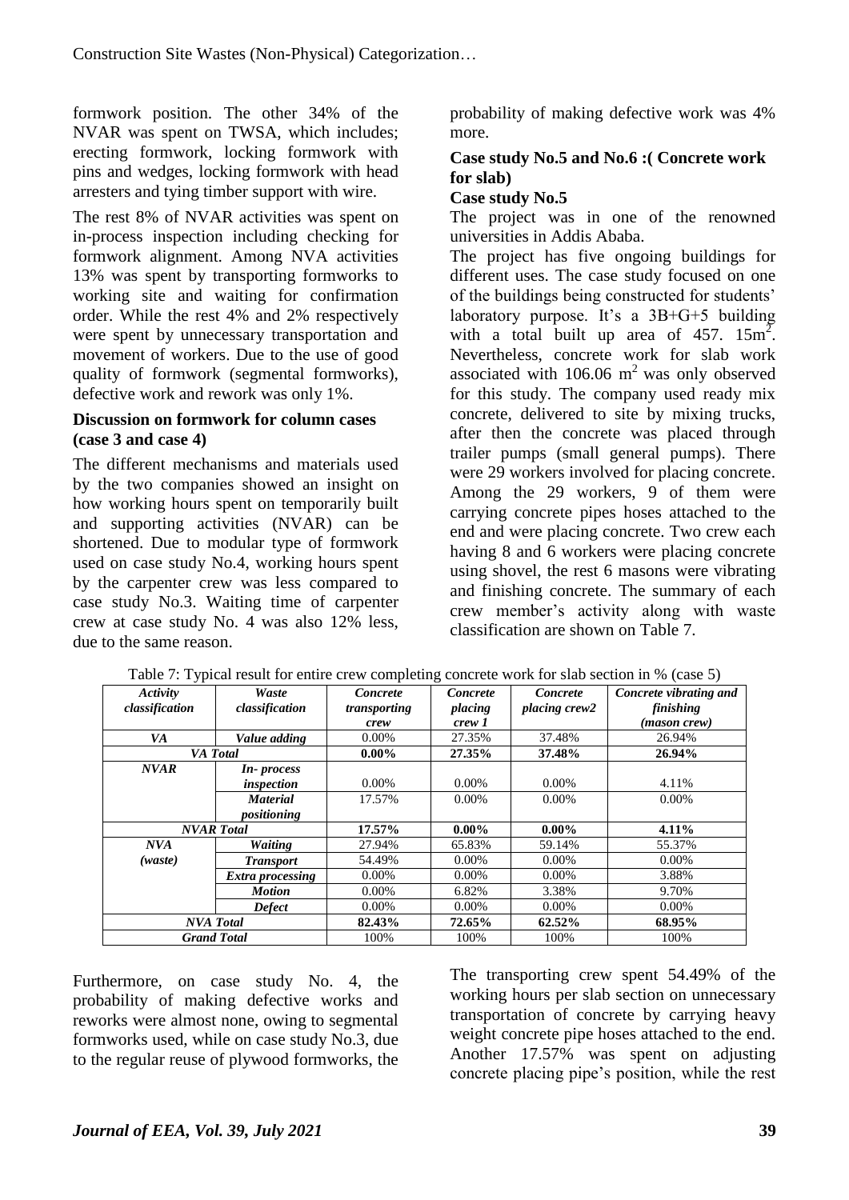formwork position. The other 34% of the NVAR was spent on TWSA, which includes; erecting formwork, locking formwork with pins and wedges, locking formwork with head arresters and tying timber support with wire.

The rest 8% of NVAR activities was spent on in-process inspection including checking for formwork alignment. Among NVA activities 13% was spent by transporting formworks to working site and waiting for confirmation order. While the rest 4% and 2% respectively were spent by unnecessary transportation and movement of workers. Due to the use of good quality of formwork (segmental formworks), defective work and rework was only 1%.

**Discussion on formwork for column cases (case 3 and case 4)**

The different mechanisms and materials used by the two companies showed an insight on how working hours spent on temporarily built and supporting activities (NVAR) can be shortened. Due to modular type of formwork used on case study No.4, working hours spent by the carpenter crew was less compared to case study No.3. Waiting time of carpenter crew at case study No. 4 was also 12% less, due to the same reason.

Furthermore, on case study No. 4, the probability of making defective works and reworks were almost none, owing to segmental formworks used, while on case study No.3, due to the regular reuse of plywood formworks, the probability of making defective work was 4% more.

**Case study No.5 and No.6 :( Concrete work for slab)**

**Case study No.5**

The project was in one of the renowned universities in Addis Ababa.

The project has five ongoing buildings for different uses. The case study focused on one of the buildings being constructed for students' laboratory purpose. It's a 3B+G+5 building with a total built up area of 457. 15m$^2$. Nevertheless, concrete work for slab work associated with 106.06 m$^2$ was only observed for this study. The company used ready mix concrete, delivered to site by mixing trucks, after then the concrete was placed through trailer pumps (small general pumps). There were 29 workers involved for placing concrete. Among the 29 workers, 9 of them were carrying concrete pipes hoses attached to the end and were placing concrete. Two crew each having 8 and 6 workers were placing concrete using shovel, the rest 6 masons were vibrating and finishing concrete. The summary of each crew member's activity along with waste classification are shown on Table 7.

Table 7: Typical result for entire crew completing concrete work for slab section in % (case 5)

| *Activity classification* | *Waste classification* | *Concrete transporting crew* | *Concrete placing crew 1* | *Concrete placing crew2* | *Concrete vibrating and finishing (mason crew)* |
|---|---|---|---|---|---|
| *VA* | *Value adding* | 0.00% | 27.35% | 37.48% | 26.94% |
| ***VA Total*** | | **0.00%** | **27.35%** | **37.48%** | **26.94%** |
| ***NVAR*** | ***In- process inspection*** | 0.00% | 0.00% | 0.00% | 4.11% |
| | ***Material positioning*** | 17.57% | 0.00% | 0.00% | 0.00% |
| ***NVAR Total*** | | **17.57%** | **0.00%** | **0.00%** | **4.11%** |
| ***NVA (waste)*** | ***Waiting*** | 27.94% | 65.83% | 59.14% | 55.37% |
| | ***Transport*** | 54.49% | 0.00% | 0.00% | 0.00% |
| | ***Extra processing*** | 0.00% | 0.00% | 0.00% | 3.88% |
| | ***Motion*** | 0.00% | 6.82% | 3.38% | 9.70% |
| | ***Defect*** | 0.00% | 0.00% | 0.00% | 0.00% |
| ***NVA Total*** | | **82.43%** | **72.65%** | **62.52%** | **68.95%** |
| ***Grand Total*** | | 100% | 100% | 100% | 100% |

The transporting crew spent 54.49% of the working hours per slab section on unnecessary transportation of concrete by carrying heavy weight concrete pipe hoses attached to the end. Another 17.57% was spent on adjusting concrete placing pipe's position, while the rest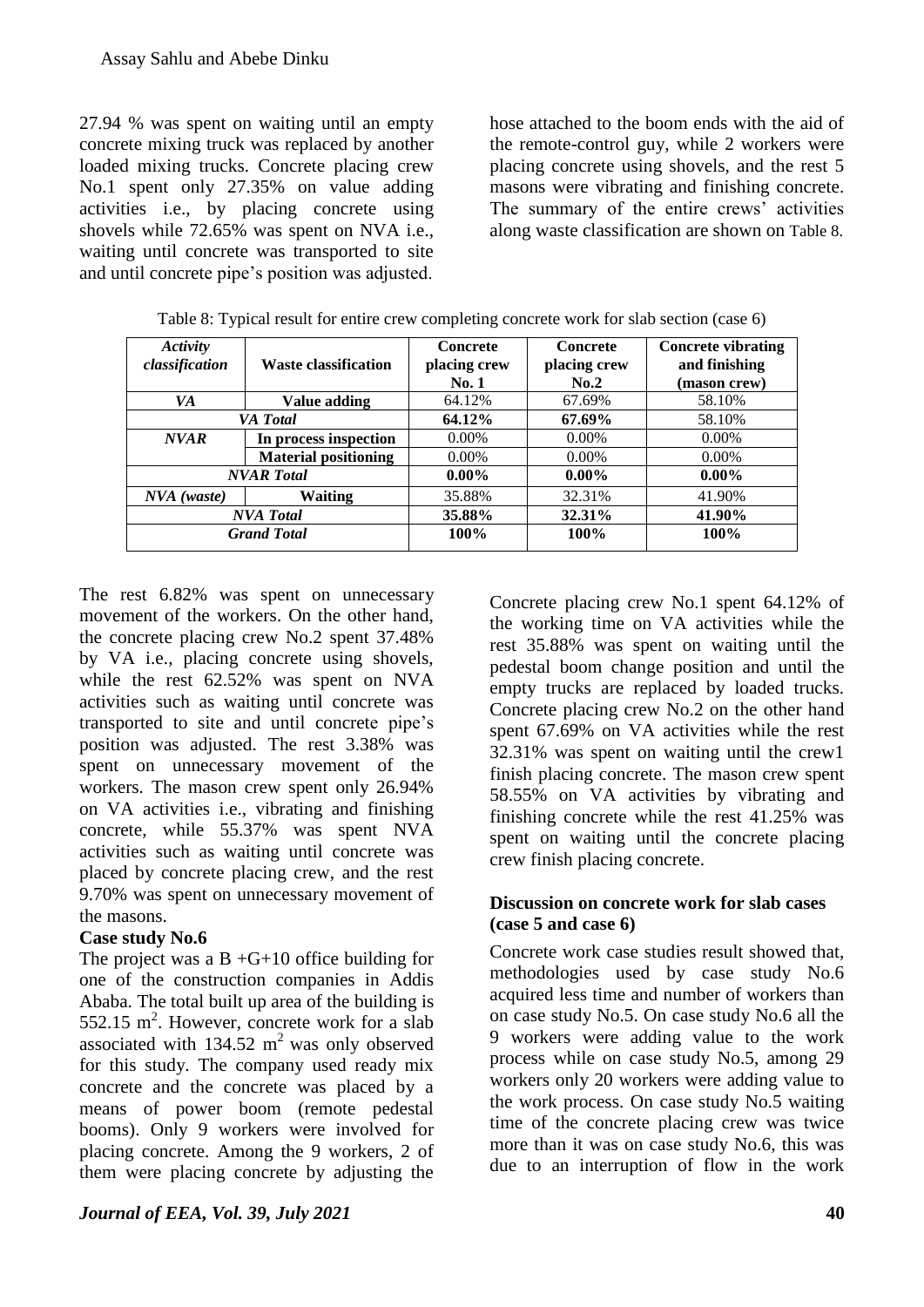27.94 % was spent on waiting until an empty concrete mixing truck was replaced by another loaded mixing trucks. Concrete placing crew No.1 spent only 27.35% on value adding activities i.e., by placing concrete using shovels while 72.65% was spent on NVA i.e., waiting until concrete was transported to site and until concrete pipe's position was adjusted. The rest 6.82% was spent on unnecessary movement of the workers. On the other hand, the concrete placing crew No.2 spent 37.48% by VA i.e., placing concrete using shovels, while the rest 62.52% was spent on NVA activities such as waiting until concrete was transported to site and until concrete pipe's position was adjusted. The rest 3.38% was spent on unnecessary movement of the workers. The mason crew spent only 26.94% on VA activities i.e., vibrating and finishing concrete, while 55.37% was spent NVA activities such as waiting until concrete was placed by concrete placing crew, and the rest 9.70% was spent on unnecessary movement of the masons.

**Case study No.6**

The project was a B +G+10 office building for one of the construction companies in Addis Ababa. The total built up area of the building is 552.15 $m^2$. However, concrete work for a slab associated with 134.52 $m^2$ was only observed for this study. The company used ready mix concrete and the concrete was placed by a means of power boom (remote pedestal booms). Only 9 workers were involved for placing concrete. Among the 9 workers, 2 of them were placing concrete by adjusting the hose attached to the boom ends with the aid of the remote-control guy, while 2 workers were placing concrete using shovels, and the rest 5 masons were vibrating and finishing concrete. The summary of the entire crews' activities along waste classification are shown on Table 8.

Table 8: Typical result for entire crew completing concrete work for slab section (case 6)

| *Activity classification* | **Waste classification** | **Concrete placing crew No. 1** | **Concrete placing crew No.2** | **Concrete vibrating and finishing (mason crew)** |
|---|---|---|---|---|
| *VA* | **Value adding** | 64.12% | 67.69% | 58.10% |
| *VA Total* | | **64.12%** | **67.69%** | 58.10% |
| *NVAR* | **In process inspection** | 0.00% | 0.00% | 0.00% |
| | **Material positioning** | 0.00% | 0.00% | 0.00% |
| *NVAR Total* | | **0.00%** | **0.00%** | **0.00%** |
| *NVA (waste)* | **Waiting** | 35.88% | 32.31% | 41.90% |
| *NVA Total* | | **35.88%** | **32.31%** | **41.90%** |
| *Grand Total* | | **100%** | **100%** | **100%** |

Concrete placing crew No.1 spent 64.12% of the working time on VA activities while the rest 35.88% was spent on waiting until the pedestal boom change position and until the empty trucks are replaced by loaded trucks. Concrete placing crew No.2 on the other hand spent 67.69% on VA activities while the rest 32.31% was spent on waiting until the crew1 finish placing concrete. The mason crew spent 58.55% on VA activities by vibrating and finishing concrete while the rest 41.25% was spent on waiting until the concrete placing crew finish placing concrete.

**Discussion on concrete work for slab cases (case 5 and case 6)**

Concrete work case studies result showed that, methodologies used by case study No.6 acquired less time and number of workers than on case study No.5. On case study No.6 all the 9 workers were adding value to the work process while on case study No.5, among 29 workers only 20 workers were adding value to the work process. On case study No.5 waiting time of the concrete placing crew was twice more than it was on case study No.6, this was due to an interruption of flow in the work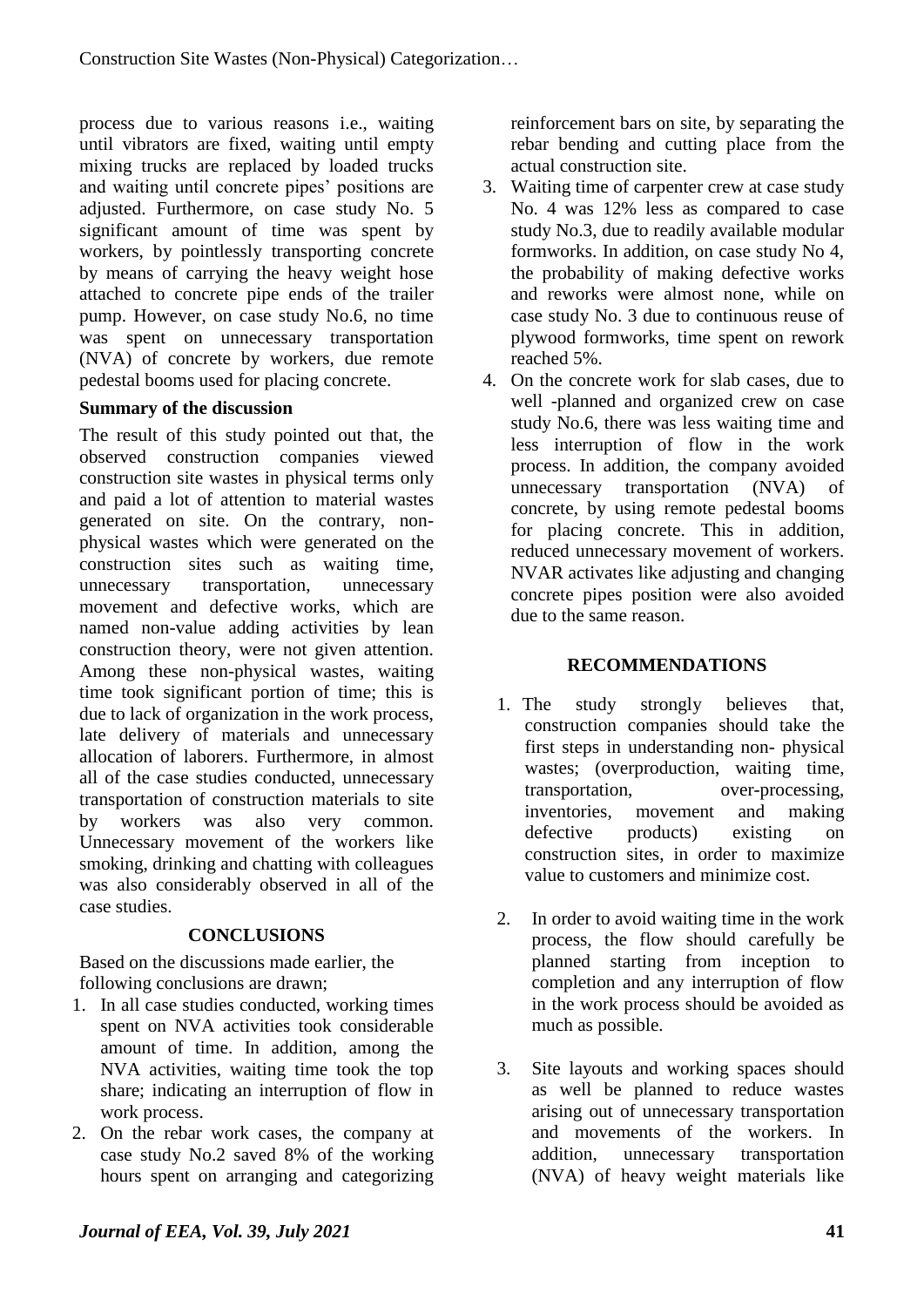process due to various reasons i.e., waiting until vibrators are fixed, waiting until empty mixing trucks are replaced by loaded trucks and waiting until concrete pipes' positions are adjusted. Furthermore, on case study No. 5 significant amount of time was spent by workers, by pointlessly transporting concrete by means of carrying the heavy weight hose attached to concrete pipe ends of the trailer pump. However, on case study No.6, no time was spent on unnecessary transportation (NVA) of concrete by workers, due remote pedestal booms used for placing concrete.

**Summary of the discussion**

The result of this study pointed out that, the observed construction companies viewed construction site wastes in physical terms only and paid a lot of attention to material wastes generated on site. On the contrary, non-physical wastes which were generated on the construction sites such as waiting time, unnecessary transportation, unnecessary movement and defective works, which are named non-value adding activities by lean construction theory, were not given attention. Among these non-physical wastes, waiting time took significant portion of time; this is due to lack of organization in the work process, late delivery of materials and unnecessary allocation of laborers. Furthermore, in almost all of the case studies conducted, unnecessary transportation of construction materials to site by workers was also very common. Unnecessary movement of the workers like smoking, drinking and chatting with colleagues was also considerably observed in all of the case studies.

## CONCLUSIONS

Based on the discussions made earlier, the following conclusions are drawn;

1. In all case studies conducted, working times spent on NVA activities took considerable amount of time. In addition, among the NVA activities, waiting time took the top share; indicating an interruption of flow in work process.
2. On the rebar work cases, the company at case study No.2 saved 8% of the working hours spent on arranging and categorizing reinforcement bars on site, by separating the rebar bending and cutting place from the actual construction site.
3. Waiting time of carpenter crew at case study No. 4 was 12% less as compared to case study No.3, due to readily available modular formworks. In addition, on case study No 4, the probability of making defective works and reworks were almost none, while on case study No. 3 due to continuous reuse of plywood formworks, time spent on rework reached 5%.
4. On the concrete work for slab cases, due to well -planned and organized crew on case study No.6, there was less waiting time and less interruption of flow in the work process. In addition, the company avoided unnecessary transportation (NVA) of concrete, by using remote pedestal booms for placing concrete. This in addition, reduced unnecessary movement of workers. NVAR activates like adjusting and changing concrete pipes position were also avoided due to the same reason.

## RECOMMENDATIONS

1. The study strongly believes that, construction companies should take the first steps in understanding non- physical wastes; (overproduction, waiting time, transportation, over-processing, inventories, movement and making defective products) existing on construction sites, in order to maximize value to customers and minimize cost.
2. In order to avoid waiting time in the work process, the flow should carefully be planned starting from inception to completion and any interruption of flow in the work process should be avoided as much as possible.
3. Site layouts and working spaces should as well be planned to reduce wastes arising out of unnecessary transportation and movements of the workers. In addition, unnecessary transportation (NVA) of heavy weight materials like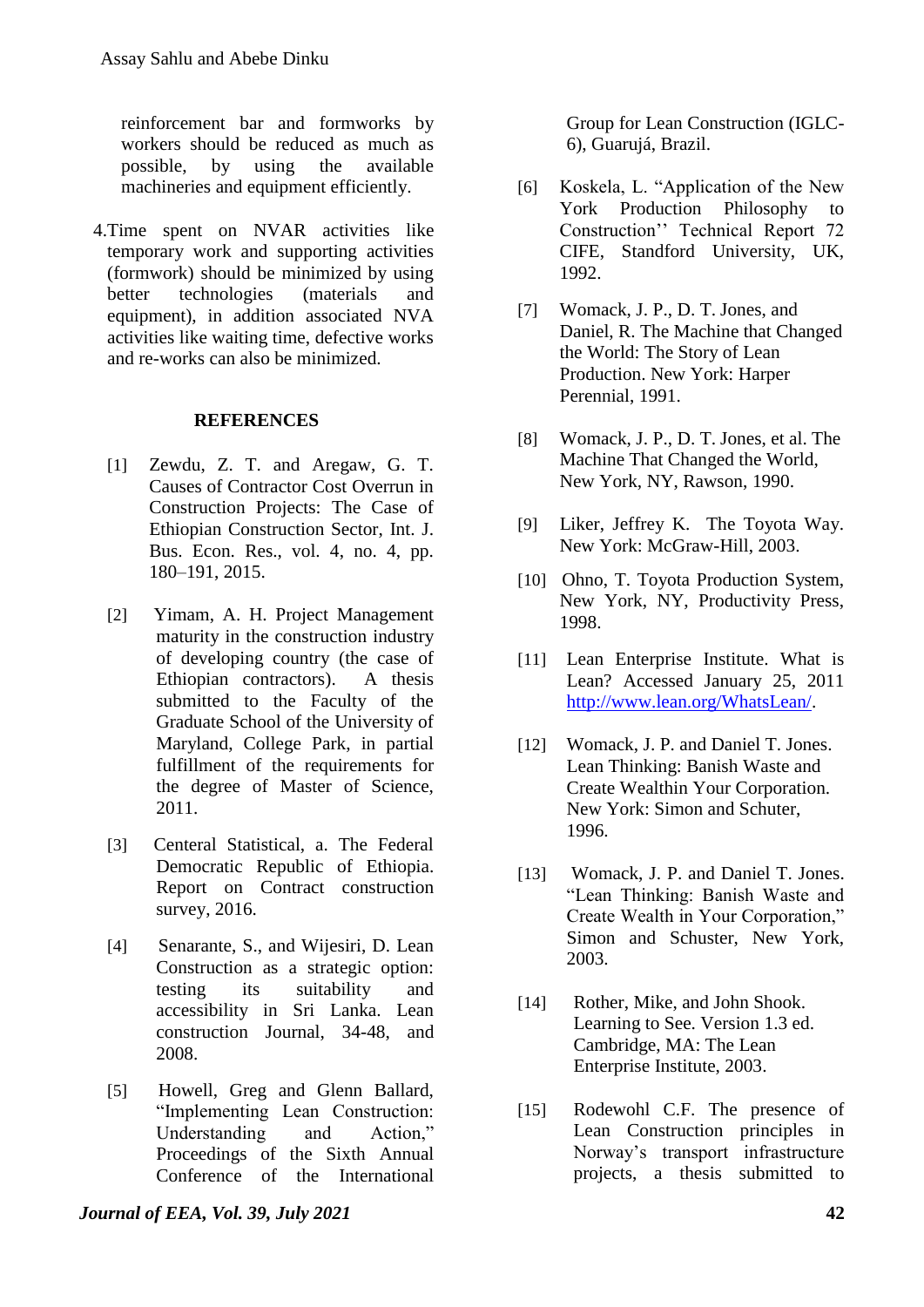reinforcement bar and formworks by workers should be reduced as much as possible, by using the available machineries and equipment efficiently.

4. Time spent on NVAR activities like temporary work and supporting activities (formwork) should be minimized by using better technologies (materials and equipment), in addition associated NVA activities like waiting time, defective works and re-works can also be minimized.

## REFERENCES

[1] Zewdu, Z. T. and Aregaw, G. T. Causes of Contractor Cost Overrun in Construction Projects: The Case of Ethiopian Construction Sector, Int. J. Bus. Econ. Res., vol. 4, no. 4, pp. 180–191, 2015.

[2] Yimam, A. H. Project Management maturity in the construction industry of developing country (the case of Ethiopian contractors). A thesis submitted to the Faculty of the Graduate School of the University of Maryland, College Park, in partial fulfillment of the requirements for the degree of Master of Science, 2011.

[3] Centeral Statistical, a. The Federal Democratic Republic of Ethiopia. Report on Contract construction survey, 2016.

[4] Senarante, S., and Wijesiri, D. Lean Construction as a strategic option: testing its suitability and accessibility in Sri Lanka. Lean construction Journal, 34-48, and 2008.

[5] Howell, Greg and Glenn Ballard, "Implementing Lean Construction: Understanding and Action," Proceedings of the Sixth Annual Conference of the International Group for Lean Construction (IGLC-6), Guarujá, Brazil.

[6] Koskela, L. "Application of the New York Production Philosophy to Construction'' Technical Report 72 CIFE, Standford University, UK, 1992.

[7] Womack, J. P., D. T. Jones, and Daniel, R. The Machine that Changed the World: The Story of Lean Production. New York: Harper Perennial, 1991.

[8] Womack, J. P., D. T. Jones, et al. The Machine That Changed the World, New York, NY, Rawson, 1990.

[9] Liker, Jeffrey K. The Toyota Way. New York: McGraw-Hill, 2003.

[10] Ohno, T. Toyota Production System, New York, NY, Productivity Press, 1998.

[11] Lean Enterprise Institute. What is Lean? Accessed January 25, 2011 http://www.lean.org/WhatsLean/.

[12] Womack, J. P. and Daniel T. Jones. Lean Thinking: Banish Waste and Create Wealthin Your Corporation. New York: Simon and Schuter, 1996.

[13] Womack, J. P. and Daniel T. Jones. "Lean Thinking: Banish Waste and Create Wealth in Your Corporation," Simon and Schuster, New York, 2003.

[14] Rother, Mike, and John Shook. Learning to See. Version 1.3 ed. Cambridge, MA: The Lean Enterprise Institute, 2003.

[15] Rodewohl C.F. The presence of Lean Construction principles in Norway's transport infrastructure projects, a thesis submitted to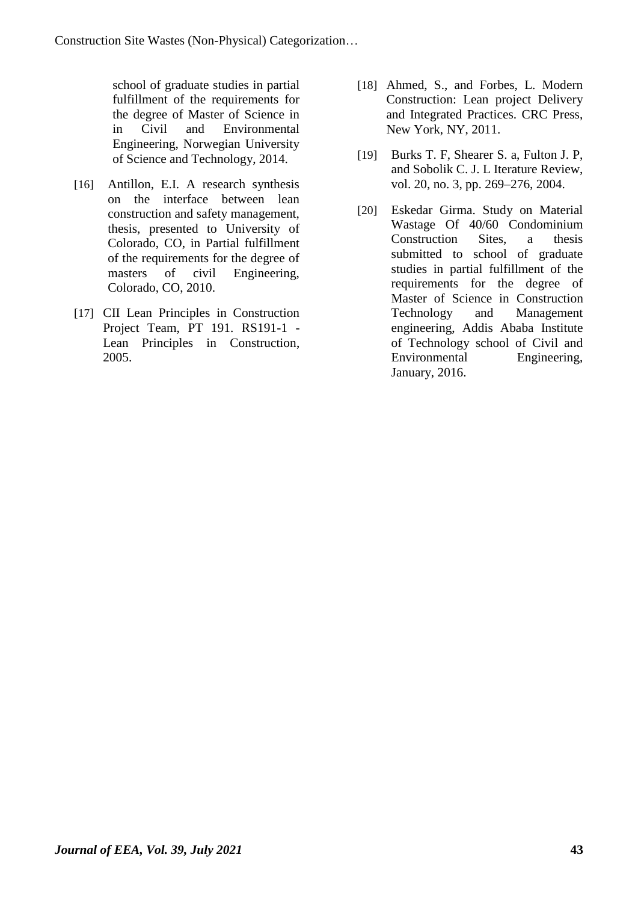school of graduate studies in partial fulfillment of the requirements for the degree of Master of Science in in Civil and Environmental Engineering, Norwegian University of Science and Technology, 2014.

[16] Antillon, E.I. A research synthesis on the interface between lean construction and safety management, thesis, presented to University of Colorado, CO, in Partial fulfillment of the requirements for the degree of masters of civil Engineering, Colorado, CO, 2010.

[17] CII Lean Principles in Construction Project Team, PT 191. RS191-1 - Lean Principles in Construction, 2005.

[18] Ahmed, S., and Forbes, L. Modern Construction: Lean project Delivery and Integrated Practices. CRC Press, New York, NY, 2011.

[19] Burks T. F, Shearer S. a, Fulton J. P, and Sobolik C. J. L Iterature Review, vol. 20, no. 3, pp. 269–276, 2004.

[20] Eskedar Girma. Study on Material Wastage Of 40/60 Condominium Construction Sites, a thesis submitted to school of graduate studies in partial fulfillment of the requirements for the degree of Master of Science in Construction Technology and Management engineering, Addis Ababa Institute of Technology school of Civil and Environmental Engineering, January, 2016.